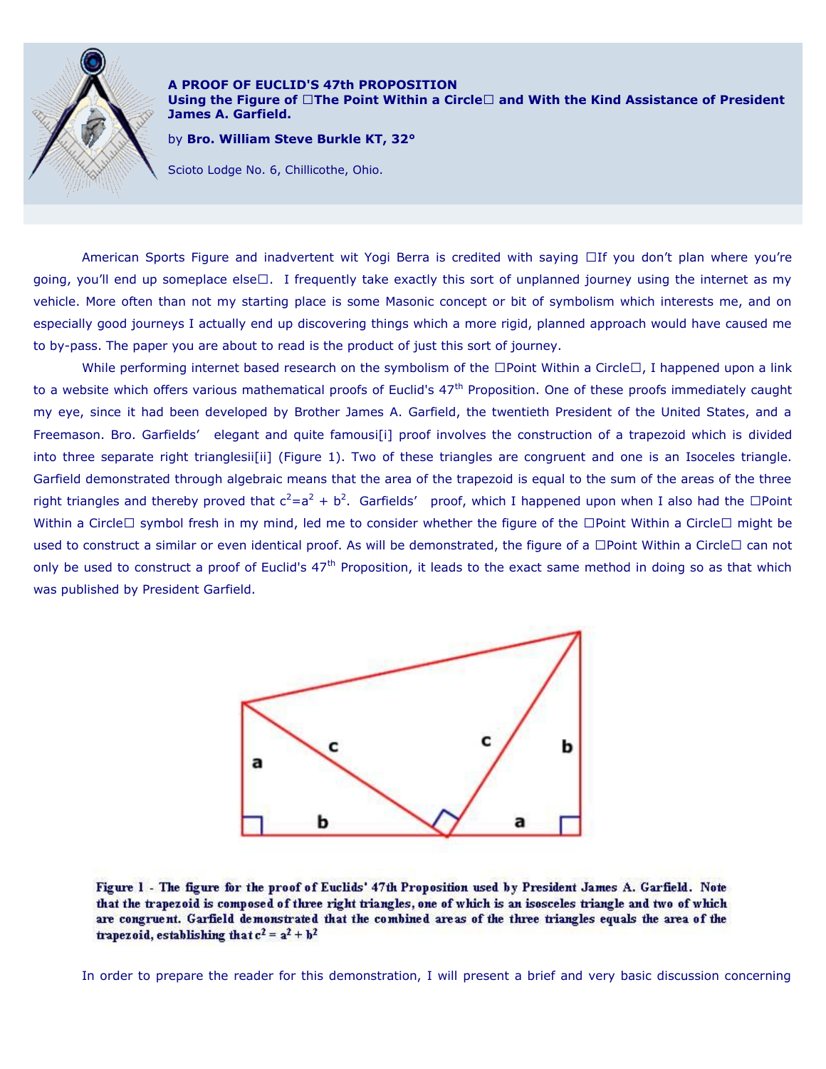# A PROOF OF EUCLID'S 47th PROPOSITION

## Using the Figure of The Point Within a Circle and With the Kind Assistance of President James A. Garfield.

by **Bro. William Steve Burkle KT, 32°**

Scioto Lodge No. 6, Chillicothe, Ohio.

American Sports Figure and inadvertent wit Yogi Berra is credited with saying If you don't plan where you're going, you'll end up someplace else. I frequently take exactly this sort of unplanned journey using the internet as my vehicle. More often than not my starting place is some Masonic concept or bit of symbolism which interests me, and on especially good journeys I actually end up discovering things which a more rigid, planned approach would have caused me to by-pass. The paper you are about to read is the product of just this sort of journey.

While performing internet based research on the symbolism of the Point Within a Circle, I happened upon a link to a website which offers various mathematical proofs of Euclid's 47th Proposition. One of these proofs immediately caught my eye, since it had been developed by Brother James A. Garfield, the twentieth President of the United States, and a Freemason. Bro. Garfields' elegant and quite famousi[i] proof involves the construction of a trapezoid which is divided into three separate right trianglesii[ii] (Figure 1). Two of these triangles are congruent and one is an Isoceles triangle. Garfield demonstrated through algebraic means that the area of the trapezoid is equal to the sum of the areas of the three right triangles and thereby proved that $c^2=a^2 + b^2$. Garfields' proof, which I happened upon when I also had the Point Within a Circle symbol fresh in my mind, led me to consider whether the figure of the Point Within a Circle might be used to construct a similar or even identical proof. As will be demonstrated, the figure of a Point Within a Circle can not only be used to construct a proof of Euclid's 47th Proposition, it leads to the exact same method in doing so as that which was published by President Garfield.

**Figure 1 - The figure for the proof of Euclids' 47th Proposition used by President James A. Garfield. Note that the trapezoid is composed of three right triangles, one of which is an isosceles triangle and two of which are congruent. Garfield demonstrated that the combined areas of the three triangles equals the area of the trapezoid, establishing that $c^2 = a^2 + b^2$**

In order to prepare the reader for this demonstration, I will present a brief and very basic discussion concerning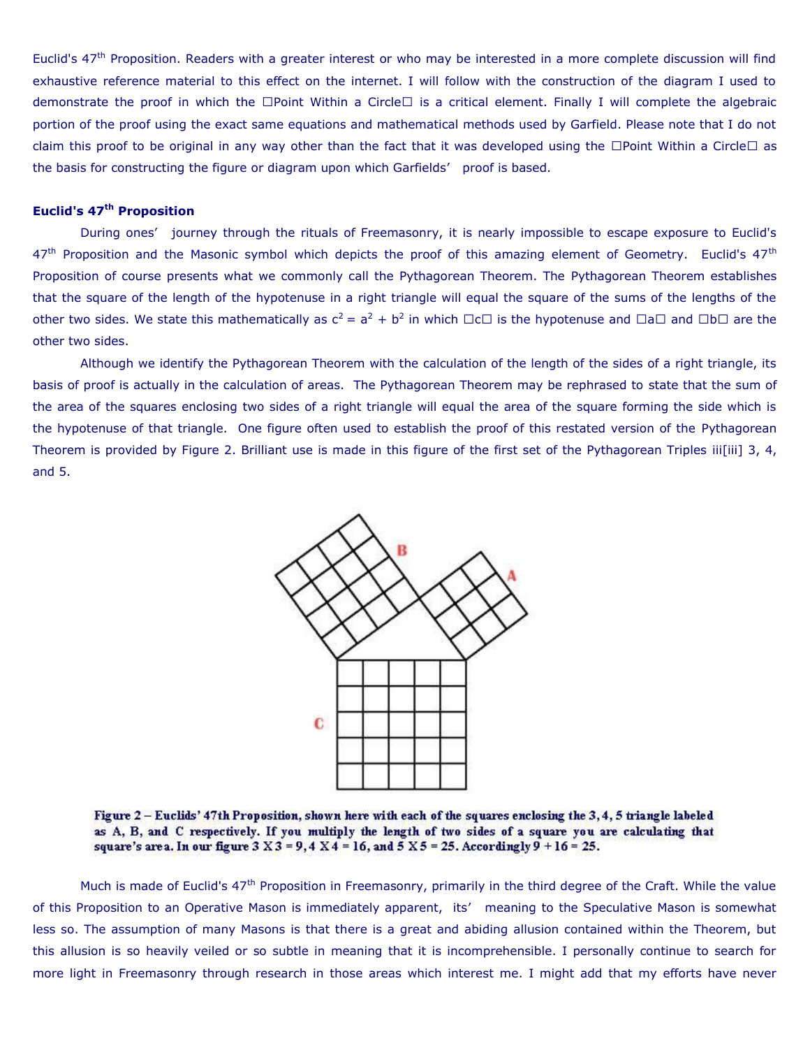Euclid's 47th Proposition. Readers with a greater interest or who may be interested in a more complete discussion will find exhaustive reference material to this effect on the internet. I will follow with the construction of the diagram I used to demonstrate the proof in which the □Point Within a Circle□ is a critical element. Finally I will complete the algebraic portion of the proof using the exact same equations and mathematical methods used by Garfield. Please note that I do not claim this proof to be original in any way other than the fact that it was developed using the □Point Within a Circle□ as the basis for constructing the figure or diagram upon which Garfields' proof is based.

**Euclid's 47th Proposition**

During ones' journey through the rituals of Freemasonry, it is nearly impossible to escape exposure to Euclid's 47th Proposition and the Masonic symbol which depicts the proof of this amazing element of Geometry. Euclid's 47th Proposition of course presents what we commonly call the Pythagorean Theorem. The Pythagorean Theorem establishes that the square of the length of the hypotenuse in a right triangle will equal the square of the sums of the lengths of the other two sides. We state this mathematically as $c^2 = a^2 + b^2$ in which □c□ is the hypotenuse and □a□ and □b□ are the other two sides.

Although we identify the Pythagorean Theorem with the calculation of the length of the sides of a right triangle, its basis of proof is actually in the calculation of areas. The Pythagorean Theorem may be rephrased to state that the sum of the area of the squares enclosing two sides of a right triangle will equal the area of the square forming the side which is the hypotenuse of that triangle. One figure often used to establish the proof of this restated version of the Pythagorean Theorem is provided by Figure 2. Brilliant use is made in this figure of the first set of the Pythagorean Triples iii[iii] 3, 4, and 5.

Figure 2 – Euclids' 47th Proposition, shown here with each of the squares enclosing the 3, 4, 5 triangle labeled as A, B, and C respectively. If you multiply the length of two sides of a square you are calculating that square's area. In our figure 3 X 3 = 9, 4 X 4 = 16, and 5 X 5 = 25. Accordingly 9 + 16 = 25.

Much is made of Euclid's 47th Proposition in Freemasonry, primarily in the third degree of the Craft. While the value of this Proposition to an Operative Mason is immediately apparent, its' meaning to the Speculative Mason is somewhat less so. The assumption of many Masons is that there is a great and abiding allusion contained within the Theorem, but this allusion is so heavily veiled or so subtle in meaning that it is incomprehensible. I personally continue to search for more light in Freemasonry through research in those areas which interest me. I might add that my efforts have never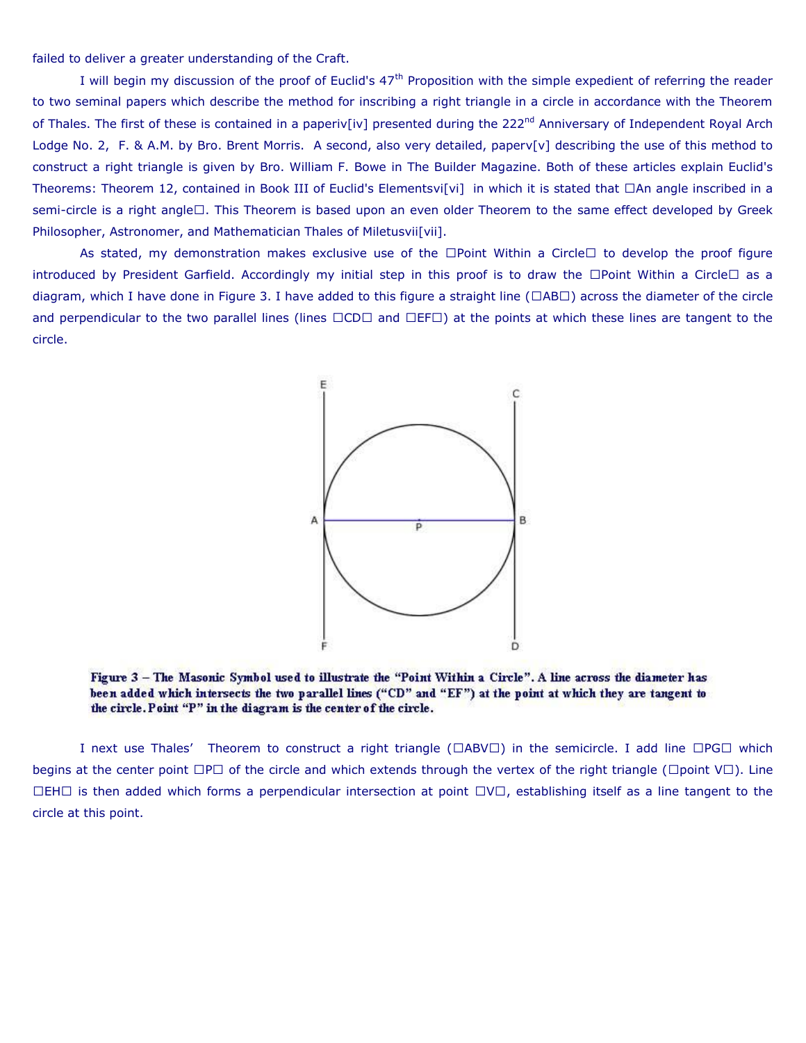failed to deliver a greater understanding of the Craft.

I will begin my discussion of the proof of Euclid's 47th Proposition with the simple expedient of referring the reader to two seminal papers which describe the method for inscribing a right triangle in a circle in accordance with the Theorem of Thales. The first of these is contained in a paperiv[iv] presented during the 222nd Anniversary of Independent Royal Arch Lodge No. 2, F. & A.M. by Bro. Brent Morris. A second, also very detailed, paperv[v] describing the use of this method to construct a right triangle is given by Bro. William F. Bowe in The Builder Magazine. Both of these articles explain Euclid's Theorems: Theorem 12, contained in Book III of Euclid's Elementsvi[vi] in which it is stated that An angle inscribed in a semi-circle is a right angle. This Theorem is based upon an even older Theorem to the same effect developed by Greek Philosopher, Astronomer, and Mathematician Thales of Miletusvii[vii].

As stated, my demonstration makes exclusive use of the Point Within a Circle to develop the proof figure introduced by President Garfield. Accordingly my initial step in this proof is to draw the Point Within a Circle as a diagram, which I have done in Figure 3. I have added to this figure a straight line (AB) across the diameter of the circle and perpendicular to the two parallel lines (lines CD and EF) at the points at which these lines are tangent to the circle.

**Figure 3 – The Masonic Symbol used to illustrate the "Point Within a Circle". A line across the diameter has been added which intersects the two parallel lines ("CD" and "EF") at the point at which they are tangent to the circle. Point "P" in the diagram is the center of the circle.**

I next use Thales' Theorem to construct a right triangle (ABV) in the semicircle. I add line PG which begins at the center point P of the circle and which extends through the vertex of the right triangle (point V). Line EH is then added which forms a perpendicular intersection at point V, establishing itself as a line tangent to the circle at this point.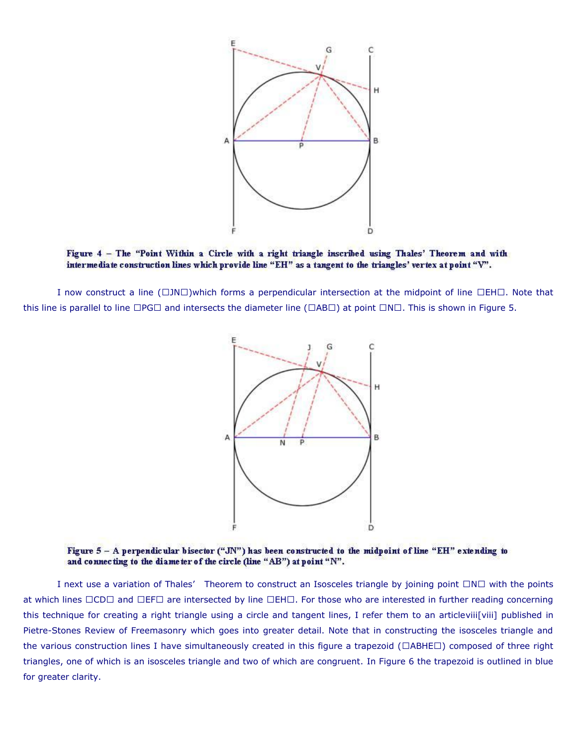**Figure 4 – The "Point Within a Circle with a right triangle inscribed using Thales' Theorem and with intermediate construction lines which provide line "EH" as a tangent to the triangles' vertex at point "V".**

I now construct a line (□JN□)which forms a perpendicular intersection at the midpoint of line □EH□. Note that this line is parallel to line □PG□ and intersects the diameter line (□AB□) at point □N□. This is shown in Figure 5.

**Figure 5 – A perpendicular bisector ("JN") has been constructed to the midpoint of line "EH" extending to and connecting to the diameter of the circle (line "AB") at point "N".**

I next use a variation of Thales' Theorem to construct an Isosceles triangle by joining point □N□ with the points at which lines □CD□ and □EF□ are intersected by line □EH□. For those who are interested in further reading concerning this technique for creating a right triangle using a circle and tangent lines, I refer them to an articleviii[viii] published in Pietre-Stones Review of Freemasonry which goes into greater detail. Note that in constructing the isosceles triangle and the various construction lines I have simultaneously created in this figure a trapezoid (□ABHE□) composed of three right triangles, one of which is an isosceles triangle and two of which are congruent. In Figure 6 the trapezoid is outlined in blue for greater clarity.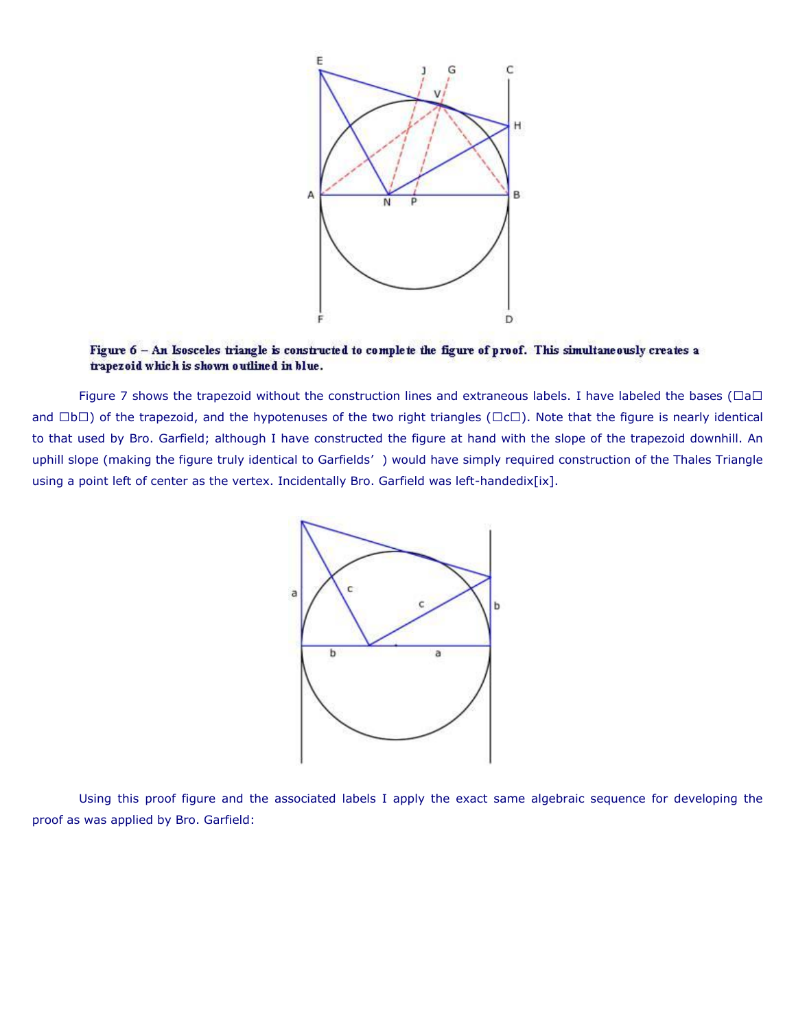**Figure 6 – An Isosceles triangle is constructed to complete the figure of proof. This simultaneously creates a trapezoid which is shown outlined in blue.**

Figure 7 shows the trapezoid without the construction lines and extraneous labels. I have labeled the bases (□a□ and □b□) of the trapezoid, and the hypotenuses of the two right triangles (□c□). Note that the figure is nearly identical to that used by Bro. Garfield; although I have constructed the figure at hand with the slope of the trapezoid downhill. An uphill slope (making the figure truly identical to Garfields' ) would have simply required construction of the Thales Triangle using a point left of center as the vertex. Incidentally Bro. Garfield was left-handedix[ix].

Using this proof figure and the associated labels I apply the exact same algebraic sequence for developing the proof as was applied by Bro. Garfield: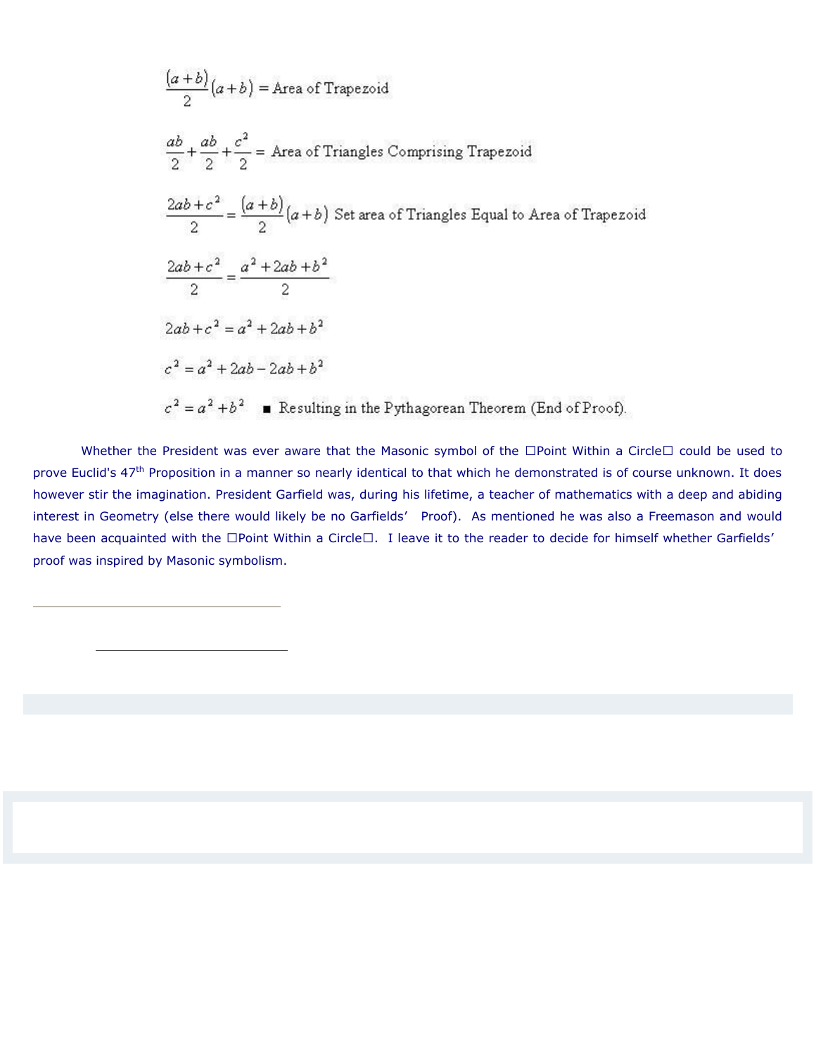$$\frac{(a+b)}{2}(a+b) = \text{Area of Trapezoid}$$

$$\frac{ab}{2} + \frac{ab}{2} + \frac{c^2}{2} = \text{Area of Triangles Comprising Trapezoid}$$

$$\frac{2ab+c^2}{2} = \frac{(a+b)}{2}(a+b) \text{ Set area of Triangles Equal to Area of Trapezoid}$$

$$\frac{2ab+c^2}{2} = \frac{a^2+2ab+b^2}{2}$$

$$2ab + c^2 = a^2 + 2ab + b^2$$

$$c^2 = a^2 + 2ab - 2ab + b^2$$

$$c^2 = a^2 + b^2 \quad \blacksquare \text{ Resulting in the Pythagorean Theorem (End of Proof).}$$

Whether the President was ever aware that the Masonic symbol of the □Point Within a Circle□ could be used to prove Euclid's 47th Proposition in a manner so nearly identical to that which he demonstrated is of course unknown. It does however stir the imagination. President Garfield was, during his lifetime, a teacher of mathematics with a deep and abiding interest in Geometry (else there would likely be no Garfields' Proof). As mentioned he was also a Freemason and would have been acquainted with the □Point Within a Circle□. I leave it to the reader to decide for himself whether Garfields' proof was inspired by Masonic symbolism.